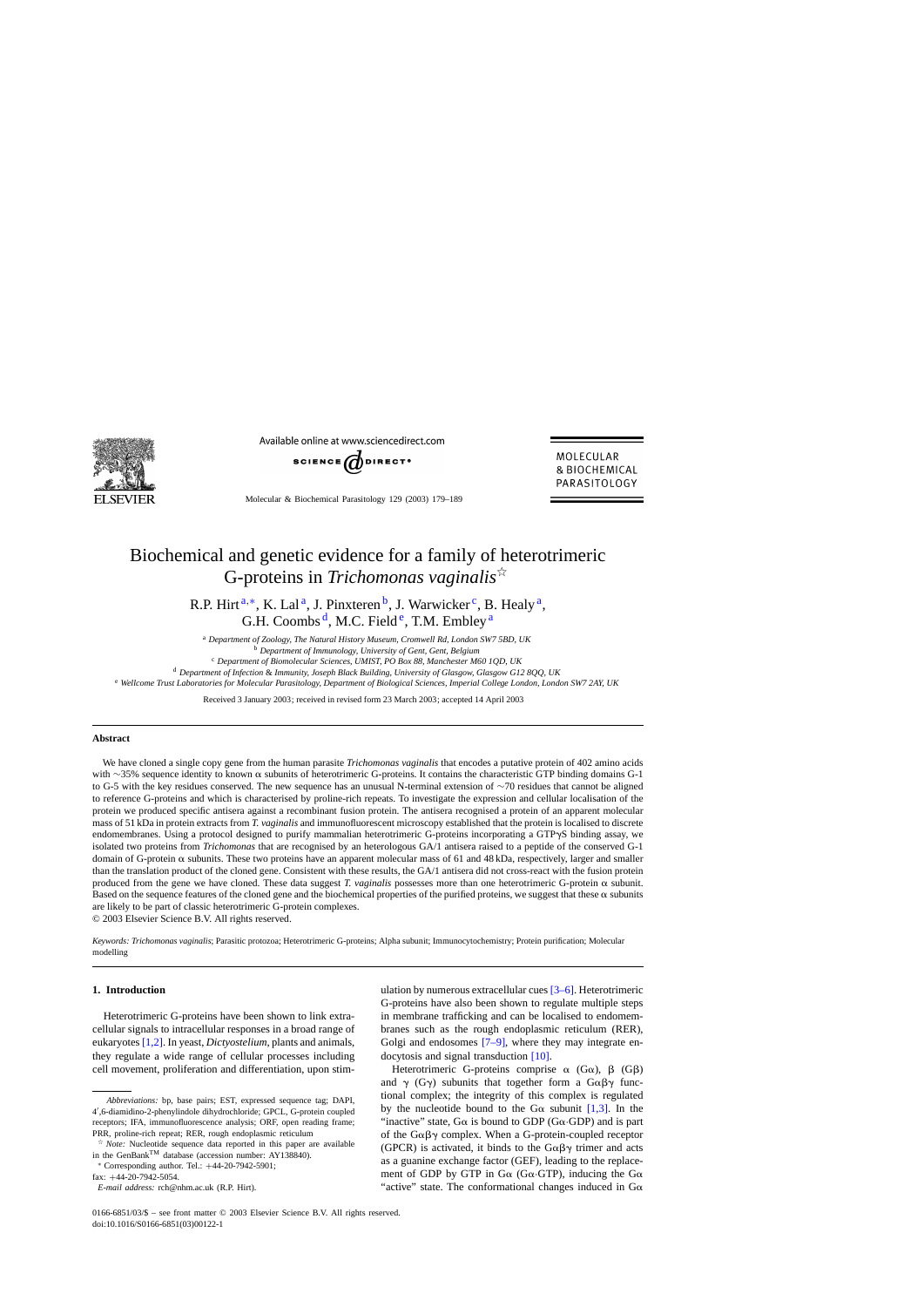# Biochemical and genetic evidence for a family of heterotrimeric G-proteins in *Trichomonas vaginalis*☆

R.P. Hirt[a,*], K. Lal[a], J. Pinxteren[b], J. Warwicker[c], B. Healy[a], G.H. Coombs[d], M.C. Field[e], T.M. Embley[a]

[a] *Department of Zoology, The Natural History Museum, Cromwell Rd, London SW7 5BD, UK*
[b] *Department of Immunology, University of Gent, Gent, Belgium*
[c] *Department of Biomolecular Sciences, UMIST, PO Box 88, Manchester M60 1QD, UK*
[d] *Department of Infection & Immunity, Joseph Black Building, University of Glasgow, Glasgow G12 8QQ, UK*
[e] *Wellcome Trust Laboratories for Molecular Parasitology, Department of Biological Sciences, Imperial College London, London SW7 2AY, UK*

Received 3 January 2003; received in revised form 23 March 2003; accepted 14 April 2003

## Abstract

We have cloned a single copy gene from the human parasite *Trichomonas vaginalis* that encodes a putative protein of 402 amino acids with ∼35% sequence identity to known α subunits of heterotrimeric G-proteins. It contains the characteristic GTP binding domains G-1 to G-5 with the key residues conserved. The new sequence has an unusual N-terminal extension of ∼70 residues that cannot be aligned to reference G-proteins and which is characterised by proline-rich repeats. To investigate the expression and cellular localisation of the protein we produced specific antisera against a recombinant fusion protein. The antisera recognised a protein of an apparent molecular mass of 51 kDa in protein extracts from *T. vaginalis* and immunofluorescent microscopy established that the protein is localised to discrete endomembranes. Using a protocol designed to purify mammalian heterotrimeric G-proteins incorporating a GTPγS binding assay, we isolated two proteins from *Trichomonas* that are recognised by an heterologous GA/1 antisera raised to a peptide of the conserved G-1 domain of G-protein α subunits. These two proteins have an apparent molecular mass of 61 and 48 kDa, respectively, larger and smaller than the translation product of the cloned gene. Consistent with these results, the GA/1 antisera did not cross-react with the fusion protein produced from the gene we have cloned. These data suggest *T. vaginalis* possesses more than one heterotrimeric G-protein α subunit. Based on the sequence features of the cloned gene and the biochemical properties of the purified proteins, we suggest that these α subunits are likely to be part of classic heterotrimeric G-protein complexes.

© 2003 Elsevier Science B.V. All rights reserved.

*Keywords:* *Trichomonas vaginalis*; Parasitic protozoa; Heterotrimeric G-proteins; Alpha subunit; Immunocytochemistry; Protein purification; Molecular modelling

## 1. Introduction

Heterotrimeric G-proteins have been shown to link extracellular signals to intracellular responses in a broad range of eukaryotes [1,2]. In yeast, *Dictyostelium*, plants and animals, they regulate a wide range of cellular processes including cell movement, proliferation and differentiation, upon stimulation by numerous extracellular cues [3–6]. Heterotrimeric G-proteins have also been shown to regulate multiple steps in membrane trafficking and can be localised to endomembranes such as the rough endoplasmic reticulum (RER), Golgi and endosomes [7–9], where they may integrate endocytosis and signal transduction [10].

Heterotrimeric G-proteins comprise α (Gα), β (Gβ) and γ (Gγ) subunits that together form a Gαβγ functional complex; the integrity of this complex is regulated by the nucleotide bound to the Gα subunit [1,3]. In the "inactive" state, Gα is bound to GDP (Gα·GDP) and is part of the Gαβγ complex. When a G-protein-coupled receptor (GPCR) is activated, it binds to the Gαβγ trimer and acts as a guanine exchange factor (GEF), leading to the replacement of GDP by GTP in Gα (Gα·GTP), inducing the Gα "active" state. The conformational changes induced in Gα

---

*Abbreviations:* bp, base pairs; EST, expressed sequence tag; DAPI, 4′,6-diamidino-2-phenylindole dihydrochloride; GPCL, G-protein coupled receptors; IFA, immunofluorescence analysis; ORF, open reading frame; PRR, proline-rich repeat; RER, rough endoplasmic reticulum

☆ *Note:* Nucleotide sequence data reported in this paper are available in the GenBank™ database (accession number: AY138840).

∗ Corresponding author. Tel.: +44-20-7942-5901; fax: +44-20-7942-5054.

*E-mail address:* rch@nhm.ac.uk (R.P. Hirt).

0166-6851/03/$ – see front matter © 2003 Elsevier Science B.V. All rights reserved.
doi:10.1016/S0166-6851(03)00122-1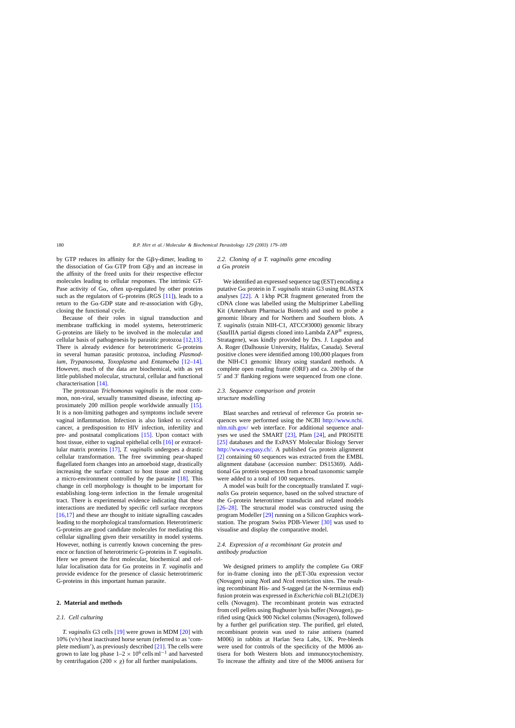by GTP reduces its affinity for the Gβγ-dimer, leading to the dissociation of Gα·GTP from Gβγ and an increase in the affinity of the freed units for their respective effector molecules leading to cellular responses. The intrinsic GTPase activity of Gα, often up-regulated by other proteins such as the regulators of G-proteins (RGS [11]), leads to a return to the Gα·GDP state and re-association with Gβγ, closing the functional cycle.

Because of their roles in signal transduction and membrane trafficking in model systems, heterotrimeric G-proteins are likely to be involved in the molecular and cellular basis of pathogenesis by parasitic protozoa [12,13]. There is already evidence for heterotrimeric G-proteins in several human parasitic protozoa, including *Plasmodium*, *Trypanosoma*, *Toxoplasma* and *Entamoeba* [12–14]. However, much of the data are biochemical, with as yet little published molecular, structural, cellular and functional characterisation [14].

The protozoan *Trichomonas vaginalis* is the most common, non-viral, sexually transmitted disease, infecting approximately 200 million people worldwide annually [15]. It is a non-limiting pathogen and symptoms include severe vaginal inflammation. Infection is also linked to cervical cancer, a predisposition to HIV infection, infertility and pre- and postnatal complications [15]. Upon contact with host tissue, either to vaginal epithelial cells [16] or extracellular matrix proteins [17], *T. vaginalis* undergoes a drastic cellular transformation. The free swimming pear-shaped flagellated form changes into an amoeboid stage, drastically increasing the surface contact to host tissue and creating a micro-environment controlled by the parasite [18]. This change in cell morphology is thought to be important for establishing long-term infection in the female urogenital tract. There is experimental evidence indicating that these interactions are mediated by specific cell surface receptors [16,17] and these are thought to initiate signalling cascades leading to the morphological transformation. Heterotrimeric G-proteins are good candidate molecules for mediating this cellular signalling given their versatility in model systems. However, nothing is currently known concerning the presence or function of heterotrimeric G-proteins in *T. vaginalis*. Here we present the first molecular, biochemical and cellular localisation data for Gα proteins in *T. vaginalis* and provide evidence for the presence of classic heterotrimeric G-proteins in this important human parasite.

## 2. Material and methods

### 2.1. Cell culturing

*T. vaginalis* G3 cells [19] were grown in MDM [20] with 10% (v/v) heat inactivated horse serum (referred to as 'complete medium'), as previously described [21]. The cells were grown to late log phase $1–2 \times 10^6$ cells $ml^{-1}$ and harvested by centrifugation ($200 \times g$) for all further manipulations.

### 2.2. Cloning of a T. vaginalis gene encoding a Gα protein

We identified an expressed sequence tag (EST) encoding a putative Gα protein in *T. vaginalis* strain G3 using BLASTX analyses [22]. A 1 kbp PCR fragment generated from the cDNA clone was labelled using the Multiprimer Labelling Kit (Amersham Pharmacia Biotech) and used to probe a genomic library and for Northern and Southern blots. A *T. vaginalis* (strain NIH-C1, ATCC#3000) genomic library (*Sau*IIIA partial digests cloned into Lambda ZAP® express, Stratagene), was kindly provided by Drs. J. Logsdon and A. Roger (Dalhousie University, Halifax, Canada). Several positive clones were identified among 100,000 plaques from the NIH-C1 genomic library using standard methods. A complete open reading frame (ORF) and ca. 200 bp of the 5′ and 3′ flanking regions were sequenced from one clone.

### 2.3. Sequence comparison and protein structure modelling

Blast searches and retrieval of reference Gα protein sequences were performed using the NCBI http://www.ncbi.nlm.nih.gov/ web interface. For additional sequence analyses we used the SMART [23], Pfam [24], and PROSITE [25] databases and the ExPASY Molecular Biology Server http://www.expasy.ch/. A published Gα protein alignment [2] containing 60 sequences was extracted from the EMBL alignment database (accession number: DS15369). Additional Gα protein sequences from a broad taxonomic sample were added to a total of 100 sequences.

A model was built for the conceptually translated *T. vaginalis* Gα protein sequence, based on the solved structure of the G-protein heterotrimer transducin and related models [26–28]. The structural model was constructed using the program Modeller [29] running on a Silicon Graphics workstation. The program Swiss PDB-Viewer [30] was used to visualise and display the comparative model.

### 2.4. Expression of a recombinant Gα protein and antibody production

We designed primers to amplify the complete Gα ORF for in-frame cloning into the pET-30a expression vector (Novagen) using *Not*I and *Nco*I restriction sites. The resulting recombinant His- and S-tagged (at the N-terminus end) fusion protein was expressed in *Escherichia coli* BL21(DE3) cells (Novagen). The recombinant protein was extracted from cell pellets using Bugbuster lysis buffer (Novagen), purified using Quick 900 Nickel columns (Novagen), followed by a further gel purification step. The purified, gel eluted, recombinant protein was used to raise antisera (named M006) in rabbits at Harlan Sera Labs, UK. Pre-bleeds were used for controls of the specificity of the M006 antisera for both Western blots and immunocytochemistry. To increase the affinity and titre of the M006 antisera for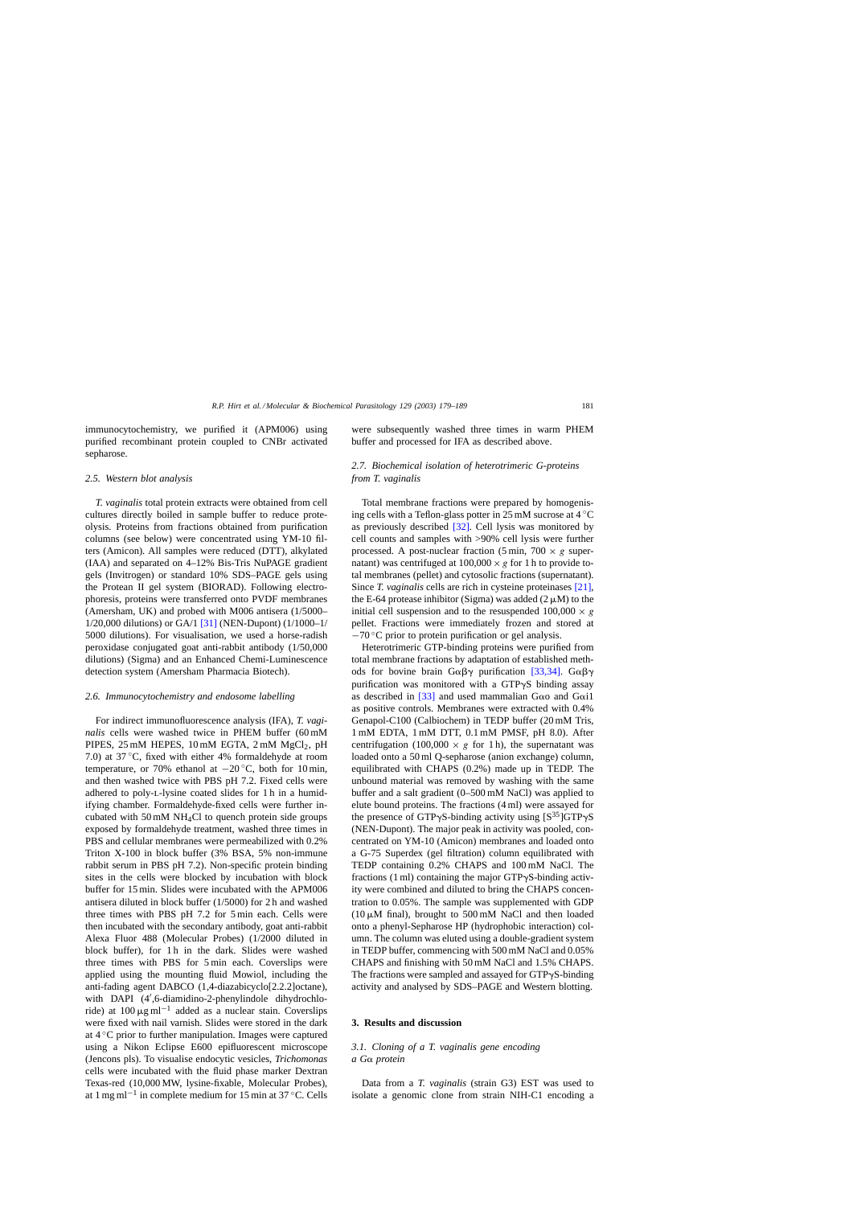immunocytochemistry, we purified it (APM006) using purified recombinant protein coupled to CNBr activated sepharose.

### 2.5. Western blot analysis

*T. vaginalis* total protein extracts were obtained from cell cultures directly boiled in sample buffer to reduce proteolysis. Proteins from fractions obtained from purification columns (see below) were concentrated using YM-10 filters (Amicon). All samples were reduced (DTT), alkylated (IAA) and separated on 4–12% Bis-Tris NuPAGE gradient gels (Invitrogen) or standard 10% SDS–PAGE gels using the Protean II gel system (BIORAD). Following electrophoresis, proteins were transferred onto PVDF membranes (Amersham, UK) and probed with M006 antisera (1/5000–1/20,000 dilutions) or GA/1 [31] (NEN-Dupont) (1/1000–1/5000 dilutions). For visualisation, we used a horse-radish peroxidase conjugated goat anti-rabbit antibody (1/50,000 dilutions) (Sigma) and an Enhanced Chemi-Luminescence detection system (Amersham Pharmacia Biotech).

### 2.6. Immunocytochemistry and endosome labelling

For indirect immunofluorescence analysis (IFA), *T. vaginalis* cells were washed twice in PHEM buffer (60 mM PIPES, 25 mM HEPES, 10 mM EGTA, 2 mM $MgCl_2$, pH 7.0) at 37 °C, fixed with either 4% formaldehyde at room temperature, or 70% ethanol at −20 °C, both for 10 min, and then washed twice with PBS pH 7.2. Fixed cells were adhered to poly-L-lysine coated slides for 1 h in a humidifying chamber. Formaldehyde-fixed cells were further incubated with 50 mM $NH_4Cl$ to quench protein side groups exposed by formaldehyde treatment, washed three times in PBS and cellular membranes were permeabilized with 0.2% Triton X-100 in block buffer (3% BSA, 5% non-immune rabbit serum in PBS pH 7.2). Non-specific protein binding sites in the cells were blocked by incubation with block buffer for 15 min. Slides were incubated with the APM006 antisera diluted in block buffer (1/5000) for 2 h and washed three times with PBS pH 7.2 for 5 min each. Cells were then incubated with the secondary antibody, goat anti-rabbit Alexa Fluor 488 (Molecular Probes) (1/2000 diluted in block buffer), for 1 h in the dark. Slides were washed three times with PBS for 5 min each. Coverslips were applied using the mounting fluid Mowiol, including the anti-fading agent DABCO (1,4-diazabicyclo[2.2.2]octane), with DAPI (4′,6-diamidino-2-phenylindole dihydrochloride) at 100 μg ml$^{-1}$ added as a nuclear stain. Coverslips were fixed with nail varnish. Slides were stored in the dark at 4 °C prior to further manipulation. Images were captured using a Nikon Eclipse E600 epifluorescent microscope (Jencons pls). To visualise endocytic vesicles, *Trichomonas* cells were incubated with the fluid phase marker Dextran Texas-red (10,000 MW, lysine-fixable, Molecular Probes), at 1 mg ml$^{-1}$ in complete medium for 15 min at 37 °C. Cells were subsequently washed three times in warm PHEM buffer and processed for IFA as described above.

### 2.7. Biochemical isolation of heterotrimeric G-proteins from *T. vaginalis*

Total membrane fractions were prepared by homogenising cells with a Teflon-glass potter in 25 mM sucrose at 4 °C as previously described [32]. Cell lysis was monitored by cell counts and samples with >90% cell lysis were further processed. A post-nuclear fraction (5 min, 700 × *g* supernatant) was centrifuged at 100,000 × *g* for 1 h to provide total membranes (pellet) and cytosolic fractions (supernatant). Since *T. vaginalis* cells are rich in cysteine proteinases [21], the E-64 protease inhibitor (Sigma) was added (2 μM) to the initial cell suspension and to the resuspended 100,000 × *g* pellet. Fractions were immediately frozen and stored at −70 °C prior to protein purification or gel analysis.

Heterotrimeric GTP-binding proteins were purified from total membrane fractions by adaptation of established methods for bovine brain Gαβγ purification [33,34]. Gαβγ purification was monitored with a GTPγS binding assay as described in [33] and used mammalian Gαo and Gαi1 as positive controls. Membranes were extracted with 0.4% Genapol-C100 (Calbiochem) in TEDP buffer (20 mM Tris, 1 mM EDTA, 1 mM DTT, 0.1 mM PMSF, pH 8.0). After centrifugation (100,000 × *g* for 1 h), the supernatant was loaded onto a 50 ml Q-sepharose (anion exchange) column, equilibrated with CHAPS (0.2%) made up in TEDP. The unbound material was removed by washing with the same buffer and a salt gradient (0–500 mM NaCl) was applied to elute bound proteins. The fractions (4 ml) were assayed for the presence of GTPγS-binding activity using [$S^{35}$]GTPγS (NEN-Dupont). The major peak in activity was pooled, concentrated on YM-10 (Amicon) membranes and loaded onto a G-75 Superdex (gel filtration) column equilibrated with TEDP containing 0.2% CHAPS and 100 mM NaCl. The fractions (1 ml) containing the major GTPγS-binding activity were combined and diluted to bring the CHAPS concentration to 0.05%. The sample was supplemented with GDP (10 μM final), brought to 500 mM NaCl and then loaded onto a phenyl-Sepharose HP (hydrophobic interaction) column. The column was eluted using a double-gradient system in TEDP buffer, commencing with 500 mM NaCl and 0.05% CHAPS and finishing with 50 mM NaCl and 1.5% CHAPS. The fractions were sampled and assayed for GTPγS-binding activity and analysed by SDS–PAGE and Western blotting.

## 3. Results and discussion

### 3.1. Cloning of a *T. vaginalis* gene encoding a Gα protein

Data from a *T. vaginalis* (strain G3) EST was used to isolate a genomic clone from strain NIH-C1 encoding a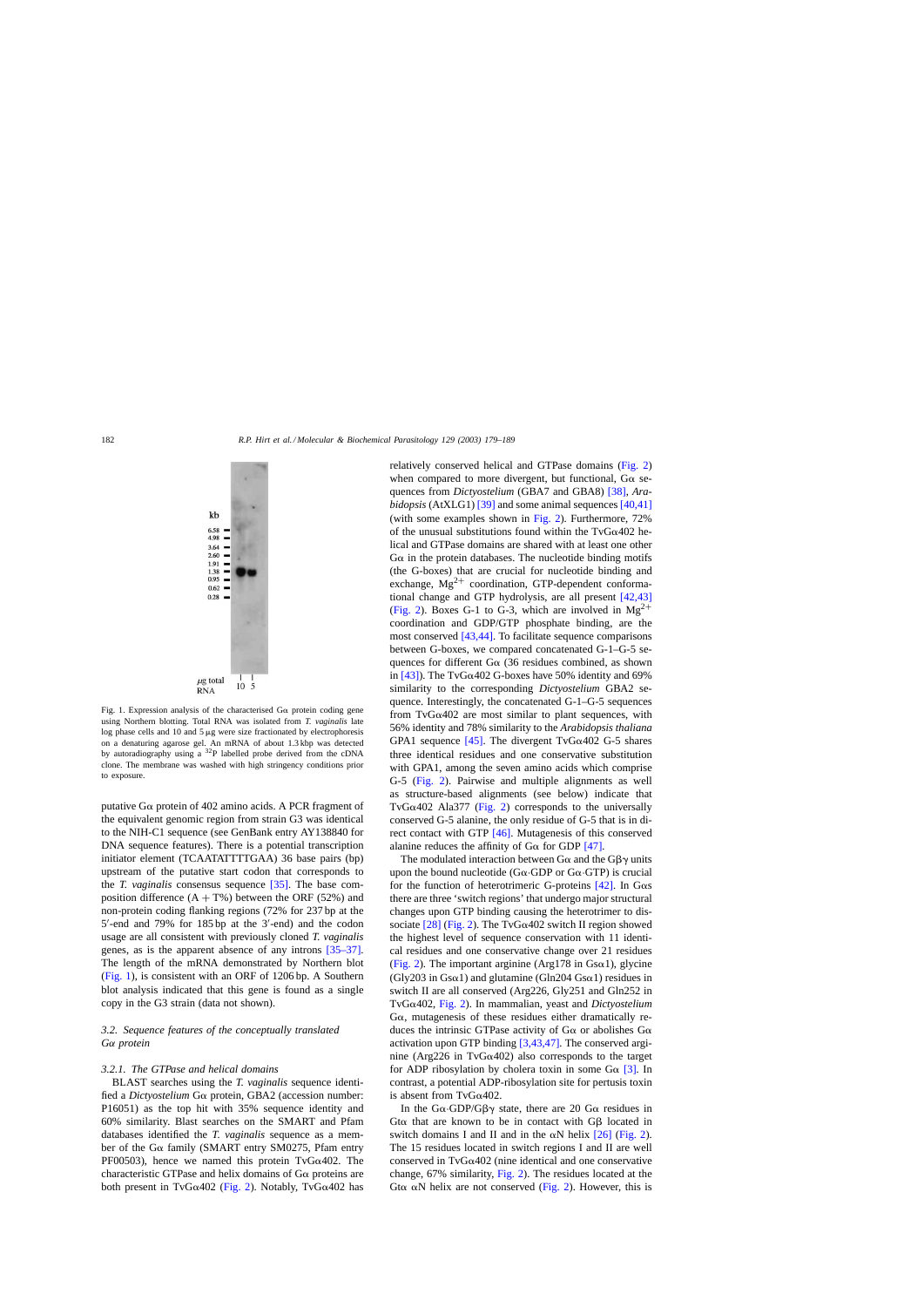kb

6.58
4.98
3.64
2.60
1.91
1.38
0.95
0.62
0.28

μg total RNA 10 5

Fig. 1. Expression analysis of the characterised Gα protein coding gene using Northern blotting. Total RNA was isolated from *T. vaginalis* late log phase cells and 10 and 5 μg were size fractionated by electrophoresis on a denaturing agarose gel. An mRNA of about 1.3 kbp was detected by autoradiography using a $^{32}$P labelled probe derived from the cDNA clone. The membrane was washed with high stringency conditions prior to exposure.

putative Gα protein of 402 amino acids. A PCR fragment of the equivalent genomic region from strain G3 was identical to the NIH-C1 sequence (see GenBank entry AY138840 for DNA sequence features). There is a potential transcription initiator element (TCAATATTTTGAA) 36 base pairs (bp) upstream of the putative start codon that corresponds to the *T. vaginalis* consensus sequence [35]. The base composition difference (A + T%) between the ORF (52%) and non-protein coding flanking regions (72% for 237 bp at the 5′-end and 79% for 185 bp at the 3′-end) and the codon usage are all consistent with previously cloned *T. vaginalis* genes, as is the apparent absence of any introns [35–37]. The length of the mRNA demonstrated by Northern blot (Fig. 1), is consistent with an ORF of 1206 bp. A Southern blot analysis indicated that this gene is found as a single copy in the G3 strain (data not shown).

### 3.2. Sequence features of the conceptually translated Gα protein

#### 3.2.1. The GTPase and helical domains

BLAST searches using the *T. vaginalis* sequence identified a *Dictyostelium* Gα protein, GBA2 (accession number: P16051) as the top hit with 35% sequence identity and 60% similarity. Blast searches on the SMART and Pfam databases identified the *T. vaginalis* sequence as a member of the Gα family (SMART entry SM0275, Pfam entry PF00503), hence we named this protein TvGα402. The characteristic GTPase and helix domains of Gα proteins are both present in TvGα402 (Fig. 2). Notably, TvGα402 has relatively conserved helical and GTPase domains (Fig. 2) when compared to more divergent, but functional, Gα sequences from *Dictyostelium* (GBA7 and GBA8) [38], *Arabidopsis* (AtXLG1) [39] and some animal sequences [40,41] (with some examples shown in Fig. 2). Furthermore, 72% of the unusual substitutions found within the TvGα402 helical and GTPase domains are shared with at least one other Gα in the protein databases. The nucleotide binding motifs (the G-boxes) that are crucial for nucleotide binding and exchange, $Mg^{2+}$ coordination, GTP-dependent conformational change and GTP hydrolysis, are all present [42,43] (Fig. 2). Boxes G-1 to G-3, which are involved in $Mg^{2+}$ coordination and GDP/GTP phosphate binding, are the most conserved [43,44]. To facilitate sequence comparisons between G-boxes, we compared concatenated G-1–G-5 sequences from different Gα (36 residues combined, as shown in [43]). The TvGα402 G-boxes have 50% identity and 69% similarity to the corresponding *Dictyostelium* GBA2 sequence. Interestingly, the concatenated G-1–G-5 sequences from TvGα402 are most similar to plant sequences, with 56% identity and 78% similarity to the *Arabidopsis thaliana* GPA1 sequence [45]. The divergent TvGα402 G-5 shares three identical residues and one conservative substitution with GPA1, among the seven amino acids which comprise G-5 (Fig. 2). Pairwise and multiple alignments as well as structure-based alignments (see below) indicate that TvGα402 Ala377 (Fig. 2) corresponds to the universally conserved G-5 alanine, the only residue of G-5 that is in direct contact with GTP [46]. Mutagenesis of this conserved alanine reduces the affinity of Gα for GDP [47].

The modulated interaction between Gα and the Gβγ units upon the bound nucleotide (Gα·GDP or Gα·GTP) is crucial for the function of heterotrimeric G-proteins [42]. In Gαs there are three 'switch regions' that undergo major structural changes upon GTP binding causing the heterotrimer to dissociate [28] (Fig. 2). The TvGα402 switch II region showed the highest level of sequence conservation with 11 identical residues and one conservative change over 21 residues (Fig. 2). The important arginine (Arg178 in Gsα1), glycine (Gly203 in Gsα1) and glutamine (Gln204 Gsα1) residues in switch II are all conserved (Arg226, Gly251 and Gln252 in TvGα402, Fig. 2). In mammalian, yeast and *Dictyostelium* Gα, mutagenesis of these residues either dramatically reduces the intrinsic GTPase activity of Gα or abolishes Gα activation upon GTP binding [3,43,47]. The conserved arginine (Arg226 in TvGα402) also corresponds to the target for ADP ribosylation by cholera toxin in some Gα [3]. In contrast, a potential ADP-ribosylation site for pertussis toxin is absent from TvGα402.

In the Gα·GDP/Gβγ state, there are 20 Gα residues in Gtα that are known to be in contact with Gβ located in switch domains I and II and in the αN helix [26] (Fig. 2). The 15 residues located in switch regions I and II are well conserved in TvGα402 (nine identical and one conservative change, 67% similarity, Fig. 2). The residues located at the Gtα αN helix are not conserved (Fig. 2). However, this is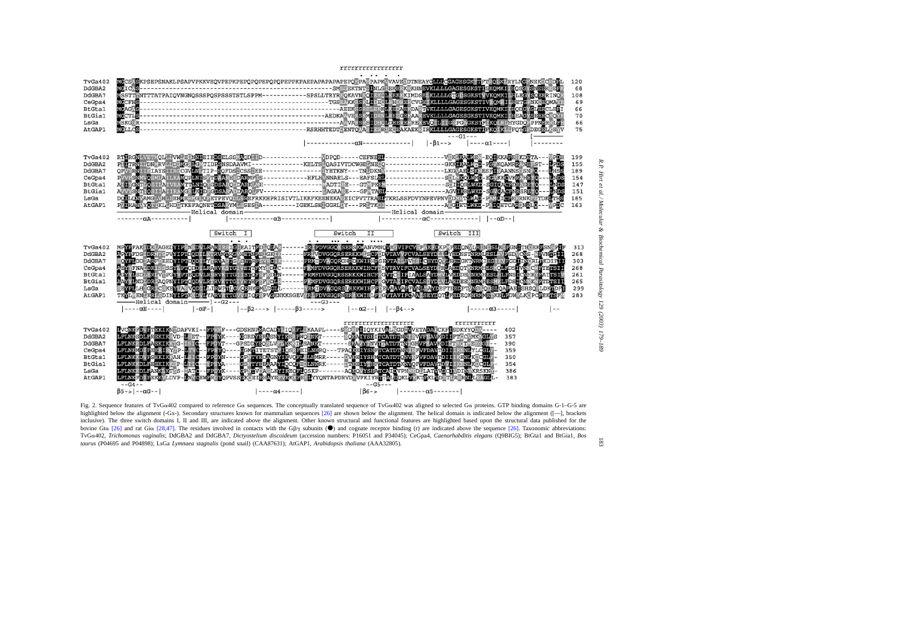Fig. 2. Sequence features of TvGα402 compared to reference Gα sequences. The conceptually translated sequence of TvGα402 was aligned to selected Gα proteins. GTP binding domains G-1–G-5 are highlighted below the alignment (-Gx-). Secondary structures known for mammalian sequences [26] are shown below the alignment. The helical domain is indicated below the alignment ([—], brackets inclusive). The three switch domains I, II and III, are indicated above the alignment. Other known structural and functional features are highlighted based upon the structural data published for the bovine Gtα [26] and rat Giα [28,47]. The residues involved in contacts with the Gβγ subunits (●) and cognate receptor binding (r) are indicated above the sequence [26]. Taxonomic abbreviations: TvGα402, *Trichomonas vaginalis*; DdGBA2 and DdGBA7, *Dictyostelium discoideum* (accession numbers: P16051 and P34045); CeGpa4, *Caenorhabditis elegans* (Q9BIG5); BtGta1 and BtGia1, *Bos taurus* (P04695 and P04898); LsGa *Lymnaea stagnalis* (pond snail) (CAA87631); AtGAP1, *Arabidopsis thaliana* (AAA32805).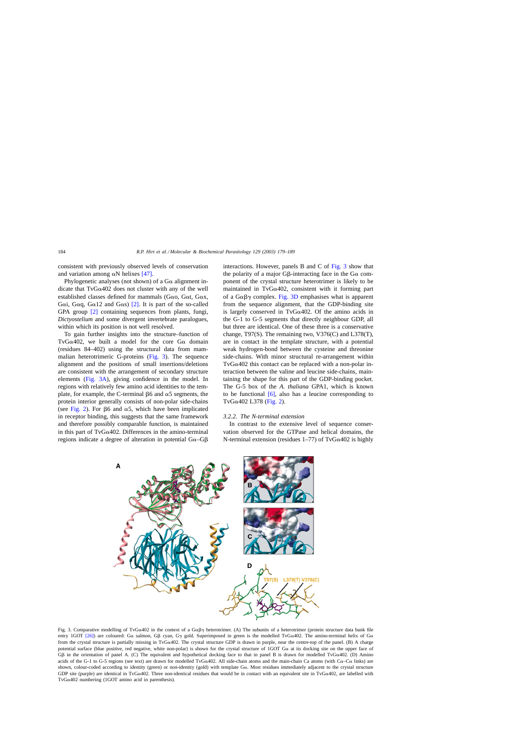consistent with previously observed levels of conservation and variation among αN helixes [47].

Phylogenetic analyses (not shown) of a Gα alignment indicate that TvGα402 does not cluster with any of the well established classes defined for mammals (Gαo, Gαt, Gαx, Gαi, Gαq, Gα12 and Gαs) [2]. It is part of the so-called GPA group [2] containing sequences from plants, fungi, *Dictyostelium* and some divergent invertebrate paralogues, within which its position is not well resolved.

To gain further insights into the structure–function of TvGα402, we built a model for the core Gα domain (residues 84–402) using the structural data from mammalian heterotrimeric G-proteins (Fig. 3). The sequence alignment and the positions of small insertions/deletions are consistent with the arrangement of secondary structure elements (Fig. 3A), giving confidence in the model. In regions with relatively few amino acid identities to the template, for example, the C-terminal β6 and α5 segments, the protein interior generally consists of non-polar side-chains (see Fig. 2). For β6 and α5, which have been implicated in receptor binding, this suggests that the same framework and therefore possibly comparable function, is maintained in this part of TvGα402. Differences in the amino-terminal regions indicate a degree of alteration in potential Gα–Gβ interactions. However, panels B and C of Fig. 3 show that the polarity of a major Gβ-interacting face in the Gα component of the crystal structure heterotrimer is likely to be maintained in TvGα402, consistent with it forming part of a Gαβγ complex. Fig. 3D emphasises what is apparent from the sequence alignment, that the GDP-binding site is largely conserved in TvGα402. Of the amino acids in the G-1 to G-5 segments that directly neighbour GDP, all but three are identical. One of these three is a conservative change, T97(S). The remaining two, V376(C) and L378(T), are in contact in the template structure, with a potential weak hydrogen-bond between the cysteine and threonine side-chains. With minor structural re-arrangement within TvGα402 this contact can be replaced with a non-polar interaction between the valine and leucine side-chains, maintaining the shape for this part of the GDP-binding pocket. The G-5 box of the *A. thaliana* GPA1, which is known to be functional [6], also has a leucine corresponding to TvGα402 L378 (Fig. 2).

### 3.2.2. The N-terminal extension

In contrast to the extensive level of sequence conservation observed for the GTPase and helical domains, the N-terminal extension (residues 1–77) of TvGα402 is highly

Fig. 3. Comparative modelling of TvGα402 in the context of a Gαβγ heterotrimer. (A) The subunits of a heterotrimer (protein structure data bank file entry 1GOT [26]) are coloured: Gα salmon, Gβ cyan, Gγ gold. Superimposed in green is the modelled TvGα402. The amino-terminal helix of Gα from the crystal structure is partially missing in TvGα402. The crystal structure GDP is drawn in purple, near the centre-top of the panel. (B) A charge potential surface (blue positive, red negative, white non-polar) is shown for the crystal structure of 1GOT Gα at its docking site on the upper face of Gβ in the orientation of panel A. (C) The equivalent and hypothetical docking face to that in panel B is drawn for modelled TvGα402. (D) Amino acids of the G-1 to G-5 regions (see text) are drawn for modelled TvGα402. All side-chain atoms and the main-chain Ca atoms (with Cα–Cα links) are shown, colour-coded according to identity (green) or non-identity (gold) with template Gα. Most residues immediately adjacent to the crystal structure GDP site (purple) are identical in TvGα402. Three non-identical residues that would be in contact with an equivalent site in TvGα402, are labelled with TvGα402 numbering (1GOT amino acid in parenthesis).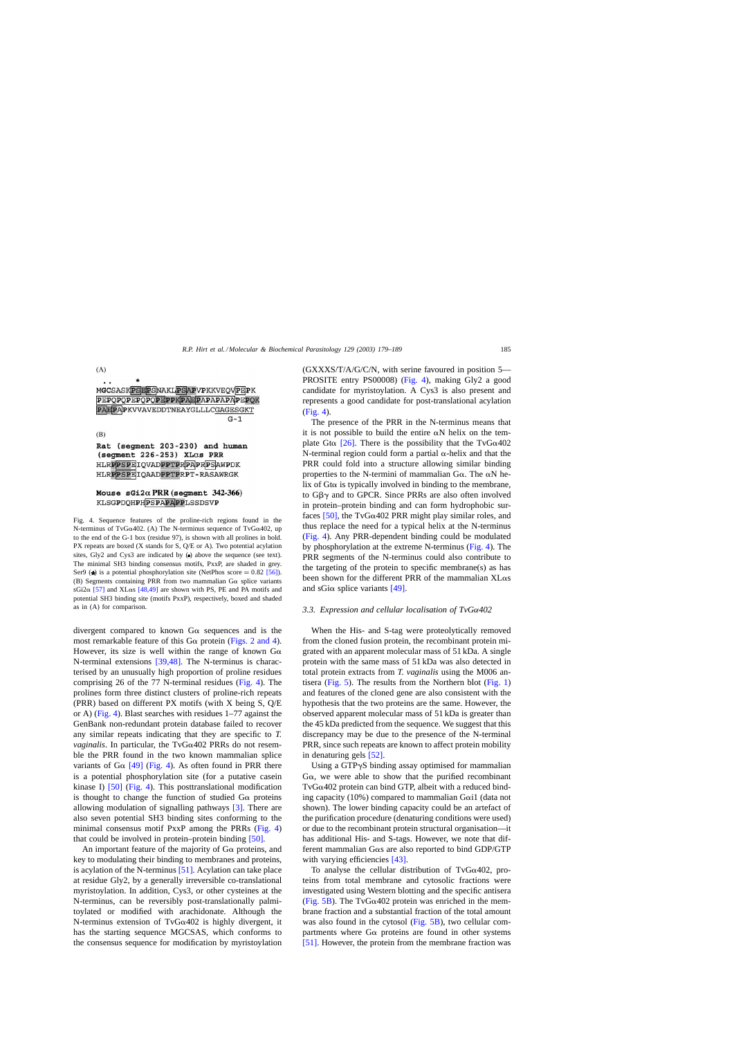(A)

```
 ..     *
MGCSASKPSEPSNAKLPSAPVPKKVEQVPEPK
PEPQPQPEPQPQPEPPKPAEPAPAPAPAPEPQK
PAEPAPKVVAVEDDTNEAYGLLLCGAGESGKT
                              G-1
```

(B)

**Rat (segment 203-230) and human (segment 226-253) XLαs PRR**

```
HLRPPSPEIQVADPPTPRPAPRPSAWPDK
HLRPPSPEIQAADPPTPRPT-RASAWRGK
```

**Mouse sGi2α PRR (segment 342-366)**

```
KLSGPDQHPHPSPAPAPPLSSDSVP
```

Fig. 4. Sequence features of the proline-rich regions found in the N-terminus of TvGα402. (A) The N-terminus sequence of TvGα402, up to the end of the G-1 box (residue 97), is shown with all prolines in bold. PX repeats are boxed (X stands for S, Q/E or A). Two potential acylation sites, Gly2 and Cys3 are indicated by (•) above the sequence (see text). The minimal SH3 binding consensus motifs, PxxP, are shaded in grey. Ser9 (★) is a potential phosphorylation site (NetPhos score = 0.82 [56]). (B) Segments containing PRR from two mammalian Gα splice variants sGi2α [57] and XLαs [48,49] are shown with PS, PE and PA motifs and potential SH3 binding site (motifs PxxP), respectively, boxed and shaded as in (A) for comparison.

divergent compared to known Gα sequences and is the most remarkable feature of this Gα protein (Figs. 2 and 4). However, its size is well within the range of known Gα N-terminal extensions [39,48]. The N-terminus is characterised by an unusually high proportion of proline residues comprising 26 of the 77 N-terminal residues (Fig. 4). The prolines form three distinct clusters of proline-rich repeats (PRR) based on different PX motifs (with X being S, Q/E or A) (Fig. 4). Blast searches with residues 1–77 against the GenBank non-redundant protein database failed to recover any similar repeats indicating that they are specific to *T. vaginalis*. In particular, the TvGα402 PRRs do not resemble the PRR found in the two known mammalian splice variants of Gα [49] (Fig. 4). As often found in PRR there is a potential phosphorylation site (for a putative casein kinase I) [50] (Fig. 4). This posttranslational modification is thought to change the function of studied Gα proteins allowing modulation of signalling pathways [3]. There are also seven potential SH3 binding sites conforming to the minimal consensus motif PxxP among the PRRs (Fig. 4) that could be involved in protein–protein binding [50].

An important feature of the majority of Gα proteins, and key to modulating their binding to membranes and proteins, is acylation of the N-terminus [51]. Acylation can take place at residue Gly2, by a generally irreversible co-translational myristoylation. In addition, Cys3, or other cysteines at the N-terminus, can be reversibly post-translationally palmitoylated or modified with arachidonate. Although the N-terminus extension of TvGα402 is highly divergent, it has the starting sequence MGCSAS, which conforms to the consensus sequence for modification by myristoylation (GXXXS/T/A/G/C/N, with serine favoured in position 5—PROSITE entry PS00008) (Fig. 4), making Gly2 a good candidate for myristoylation. A Cys3 is also present and represents a good candidate for post-translational acylation (Fig. 4).

The presence of the PRR in the N-terminus means that it is not possible to build the entire αN helix on the template Gtα [26]. There is the possibility that the TvGα402 N-terminal region could form a partial α-helix and that the PRR could fold into a structure allowing similar binding properties to the N-termini of mammalian Gα. The αN helix of Gtα is typically involved in binding to the membrane, to Gβγ and to GPCR. Since PRRs are also often involved in protein–protein binding and can form hydrophobic surfaces [50], the TvGα402 PRR might play similar roles, and thus replace the need for a typical helix at the N-terminus (Fig. 4). Any PRR-dependent binding could be modulated by phosphorylation at the extreme N-terminus (Fig. 4). The PRR segments of the N-terminus could also contribute to the targeting of the protein to specific membrane(s) as has been shown for the different PRR of the mammalian XLαs and sGiα splice variants [49].

### 3.3. Expression and cellular localisation of TvGα402

When the His- and S-tag were proteolytically removed from the cloned fusion protein, the recombinant protein migrated with an apparent molecular mass of 51 kDa. A single protein with the same mass of 51 kDa was also detected in total protein extracts from *T. vaginalis* using the M006 antisera (Fig. 5). The results from the Northern blot (Fig. 1) and features of the cloned gene are also consistent with the hypothesis that the two proteins are the same. However, the observed apparent molecular mass of 51 kDa is greater than the 45 kDa predicted from the sequence. We suggest that this discrepancy may be due to the presence of the N-terminal PRR, since such repeats are known to affect protein mobility in denaturing gels [52].

Using a GTPγS binding assay optimised for mammalian Gα, we were able to show that the purified recombinant TvGα402 protein can bind GTP, albeit with a reduced binding capacity (10%) compared to mammalian Gαi1 (data not shown). The lower binding capacity could be an artefact of the purification procedure (denaturing conditions were used) or due to the recombinant protein structural organisation—it has additional His- and S-tags. However, we note that different mammalian Gαs are also reported to bind GDP/GTP with varying efficiencies [43].

To analyse the cellular distribution of TvGα402, proteins from total membrane and cytosolic fractions were investigated using Western blotting and the specific antisera (Fig. 5B). The TvGα402 protein was enriched in the membrane fraction and a substantial fraction of the total amount was also found in the cytosol (Fig. 5B), two cellular compartments where Gα proteins are found in other systems [51]. However, the protein from the membrane fraction was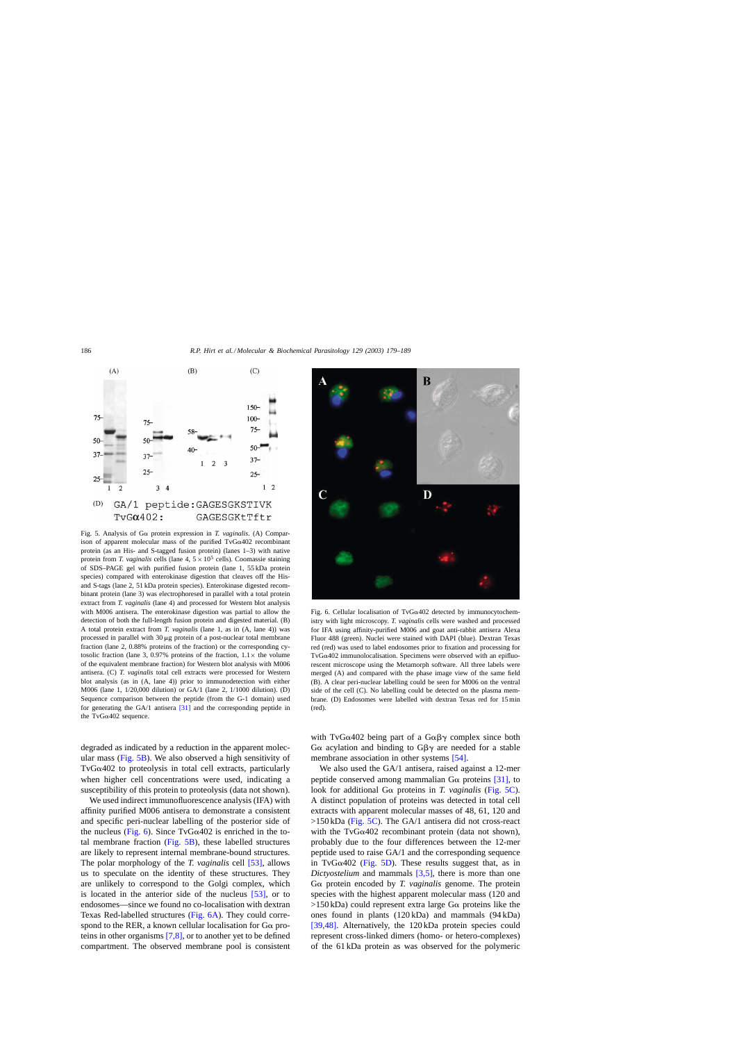(D) GA/1 peptide: GAGESGKSTIVK
TvGα402: GAGESGKtTftr

Fig. 5. Analysis of Gα protein expression in *T. vaginalis*. (A) Comparison of apparent molecular mass of the purified TvGα402 recombinant protein (as an His- and S-tagged fusion protein) (lanes 1–3) with native protein from *T. vaginalis* cells (lane 4, $5 \times 10^5$ cells). Coomassie staining of SDS–PAGE gel with purified fusion protein (lane 1, 55 kDa protein species) compared with enterokinase digestion that cleaves off the His- and S-tags (lane 2, 51 kDa protein species). Enterokinase digested recombinant protein (lane 3) was electrophoresed in parallel with a total protein extract from *T. vaginalis* (lane 4) and processed for Western blot analysis with M006 antisera. The enterokinase digestion was partial to allow the detection of both the full-length fusion protein and digested material. (B) A total protein extract from *T. vaginalis* (lane 1, as in (A, lane 4)) was processed in parallel with 30 μg protein of a post-nuclear total membrane fraction (lane 2, 0.88% proteins of the fraction) or the corresponding cytosolic fraction (lane 3, 0.97% proteins of the fraction, 1.1× the volume of the equivalent membrane fraction) for Western blot analysis with M006 antisera. (C) *T. vaginalis* total cell extracts were processed for Western blot analysis (as in (A, lane 4)) prior to immunodetection with either M006 (lane 1, 1/20,000 dilution) or GA/1 (lane 2, 1/1000 dilution). (D) Sequence comparison between the peptide (from the G-1 domain) used for generating the GA/1 antisera [31] and the corresponding peptide in the TvGα402 sequence.

Fig. 6. Cellular localisation of TvGα402 detected by immunocytochemistry with light microscopy. *T. vaginalis* cells were washed and processed for IFA using affinity-purified M006 and goat anti-rabbit antisera Alexa Fluor 488 (green). Nuclei were stained with DAPI (blue). Dextran Texas red (red) was used to label endosomes prior to fixation and processing for TvGα402 immunolocalisation. Specimens were observed with an epifluorescent microscope using the Metamorph software. All three labels were merged (A) and compared with the phase image view of the same field (B). A clear peri-nuclear labelling could be seen for M006 on the ventral side of the cell (C). No labelling could be detected on the plasma membrane. (D) Endosomes were labelled with dextran Texas red for 15 min (red).

degraded as indicated by a reduction in the apparent molecular mass (Fig. 5B). We also observed a high sensitivity of TvGα402 to proteolysis in total cell extracts, particularly when higher cell concentrations were used, indicating a susceptibility of this protein to proteolysis (data not shown).

We used indirect immunofluorescence analysis (IFA) with affinity purified M006 antisera to demonstrate a consistent and specific peri-nuclear labelling of the posterior side of the nucleus (Fig. 6). Since TvGα402 is enriched in the total membrane fraction (Fig. 5B), these labelled structures are likely to represent internal membrane-bound structures. The polar morphology of the *T. vaginalis* cell [53], allows us to speculate on the identity of these structures. They are unlikely to correspond to the Golgi complex, which is located in the anterior side of the nucleus [53], or to endosomes—since we found no co-localisation with dextran Texas Red-labelled structures (Fig. 6A). They could correspond to the RER, a known cellular localisation for Gα proteins in other organisms [7,8], or to another yet to be defined compartment. The observed membrane pool is consistent with TvGα402 being part of a Gαβγ complex since both Gα acylation and binding to Gβγ are needed for a stable membrane association in other systems [54].

We also used the GA/1 antisera, raised against a 12-mer peptide conserved among mammalian Gα proteins [31], to look for additional Gα proteins in *T. vaginalis* (Fig. 5C). A distinct population of proteins was detected in total cell extracts with apparent molecular masses of 48, 61, 120 and >150 kDa (Fig. 5C). The GA/1 antisera did not cross-react with the TvGα402 recombinant protein (data not shown), probably due to the four differences between the 12-mer peptide used to raise GA/1 and the corresponding sequence in TvGα402 (Fig. 5D). These results suggest that, as in *Dictyostelium* and mammals [3,5], there is more than one Gα protein encoded by *T. vaginalis* genome. The protein species with the highest apparent molecular mass (120 and >150 kDa) could represent extra large Gα proteins like the ones found in plants (120 kDa) and mammals (94 kDa) [39,48]. Alternatively, the 120 kDa protein species could represent cross-linked dimers (homo- or hetero-complexes) of the 61 kDa protein as was observed for the polymeric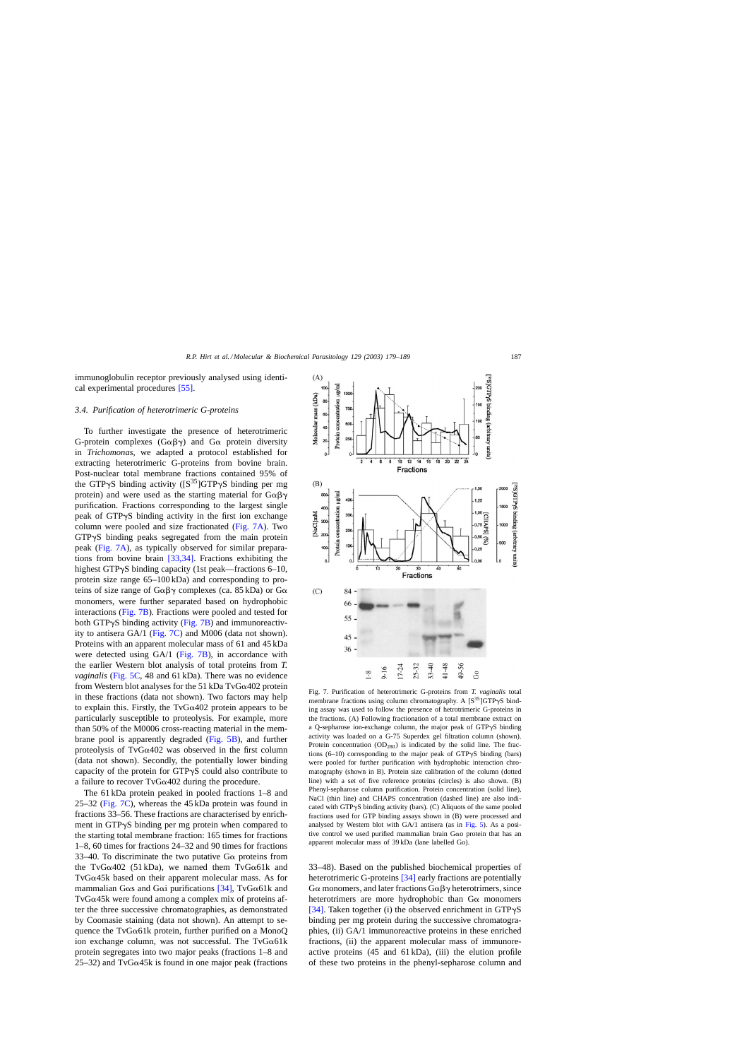immunoglobulin receptor previously analysed using identical experimental procedures [55].

### 3.4. Purification of heterotrimeric G-proteins

To further investigate the presence of heterotrimeric G-protein complexes (Gαβγ) and Gα protein diversity in *Trichomonas*, we adapted a protocol established for extracting heterotrimeric G-proteins from bovine brain. Post-nuclear total membrane fractions contained 95% of the GTPγS binding activity ([$S^{35}$]GTPγS binding per mg protein) and were used as the starting material for Gαβγ purification. Fractions corresponding to the largest single peak of GTPγS binding activity in the first ion exchange column were pooled and size fractionated (Fig. 7A). Two GTPγS binding peaks segregated from the main protein peak (Fig. 7A), as typically observed for similar preparations from bovine brain [33,34]. Fractions exhibiting the highest GTPγS binding capacity (1st peak—fractions 6–10, protein size range 65–100 kDa) and corresponding to proteins of size range of Gαβγ complexes (ca. 85 kDa) or Gα monomers, were further separated based on hydrophobic interactions (Fig. 7B). Fractions were pooled and tested for both GTPγS binding activity (Fig. 7B) and immunoreactivity to antisera GA/1 (Fig. 7C) and M006 (data not shown). Proteins with an apparent molecular mass of 61 and 45 kDa were detected using GA/1 (Fig. 7B), in accordance with the earlier Western blot analysis of total proteins from *T. vaginalis* (Fig. 5C, 48 and 61 kDa). There was no evidence from Western blot analyses for the 51 kDa TvGα402 protein in these fractions (data not shown). Two factors may help to explain this. Firstly, the TvGα402 protein appears to be particularly susceptible to proteolysis. For example, more than 50% of the M0006 cross-reacting material in the membrane pool is apparently degraded (Fig. 5B), and further proteolysis of TvGα402 was observed in the first column (data not shown). Secondly, the potentially lower binding capacity of the protein for GTPγS could also contribute to a failure to recover TvGα402 during the procedure.

The 61 kDa protein peaked in pooled fractions 1–8 and 25–32 (Fig. 7C), whereas the 45 kDa protein was found in fractions 33–56. These fractions are characterised by enrichment in GTPγS binding per mg protein when compared to the starting total membrane fraction: 165 times for fractions 1–8, 60 times for fractions 24–32 and 90 times for fractions 33–40. To discriminate the two putative Gα proteins from the TvGα402 (51 kDa), we named them TvGα61k and TvGα45k based on their apparent molecular mass. As for mammalian Gαs and Gαi purifications [34], TvGα61k and TvGα45k were found among a complex mix of proteins after the three successive chromatographies, as demonstrated by Coomasie staining (data not shown). An attempt to sequence the TvGα61k protein, further purified on a MonoQ ion exchange column, was not successful. The TvGα61k protein segregates into two major peaks (fractions 1–8 and 25–32) and TvGα45k is found in one major peak (fractions 33–48). Based on the published biochemical properties of heterotrimeric G-proteins [34] early fractions are potentially Gα monomers, and later fractions Gαβγ heterotrimers, since heterotrimers are more hydrophobic than Gα monomers [34]. Taken together (i) the observed enrichment in GTPγS binding per mg protein during the successive chromatographies, (ii) GA/1 immunoreactive proteins in these enriched fractions, (ii) the apparent molecular mass of immunoreactive proteins (45 and 61 kDa), (iii) the elution profile of these two proteins in the phenyl-sepharose column and

Fig. 7. Purification of heterotrimeric G-proteins from *T. vaginalis* total membrane fractions using column chromatography. A [$S^{35}$]GTPγS binding assay was used to follow the presence of hetrotrimeric G-proteins in the fractions. (A) Following fractionation of a total membrane extract on a Q-sepharose ion-exchange column, the major peak of GTPγS binding activity was loaded on a G-75 Superdex gel filtration column (shown). Protein concentration ($OD_{280}$) is indicated by the solid line. The fractions (6–10) corresponding to the major peak of GTPγS binding (bars) were pooled for further purification with hydrophobic interaction chromatography (shown in B). Protein size calibration of the column (dotted line) with a set of five reference proteins (circles) is also shown. (B) Phenyl-sepharose column purification. Protein concentration (solid line), NaCl (thin line) and CHAPS concentration (dashed line) are also indicated with GTPγS binding activity (bars). (C) Aliquots of the same pooled fractions used for GTP binding assays shown in (B) were processed and analysed by Western blot with GA/1 antisera (as in Fig. 5). As a positive control we used purified mammalian brain Gαo protein that has an apparent molecular mass of 39 kDa (lane labelled Go).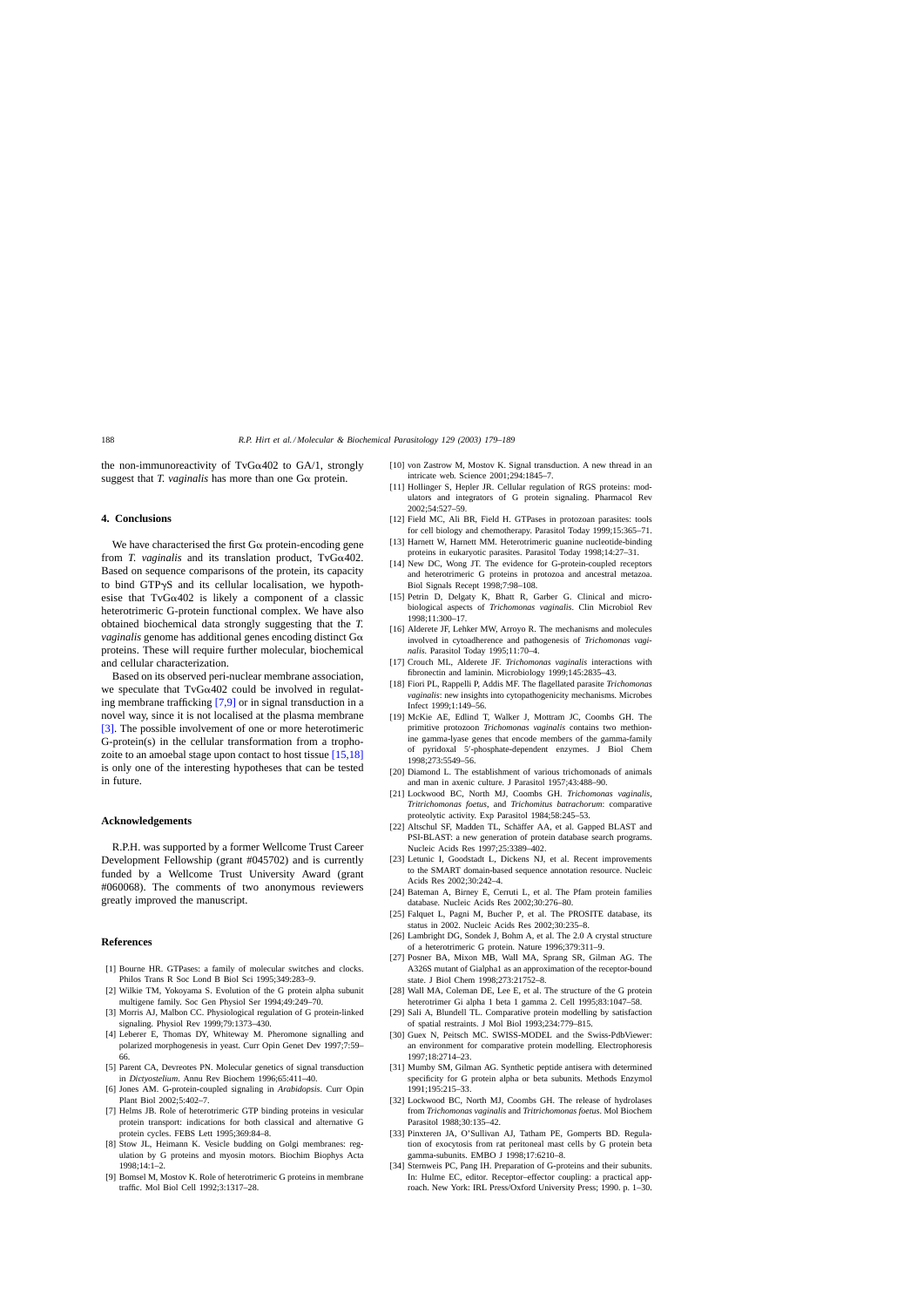the non-immunoreactivity of TvG$\alpha$402 to GA/1, strongly suggest that *T. vaginalis* has more than one G$\alpha$ protein.

## 4. Conclusions

We have characterised the first G$\alpha$ protein-encoding gene from *T. vaginalis* and its translation product, TvG$\alpha$402. Based on sequence comparisons of the protein, its capacity to bind GTP$\gamma$S and its cellular localisation, we hypothesise that TvG$\alpha$402 is likely a component of a classic heterotrimeric G-protein functional complex. We have also obtained biochemical data strongly suggesting that the *T. vaginalis* genome has additional genes encoding distinct G$\alpha$ proteins. These will require further molecular, biochemical and cellular characterization.

Based on its observed peri-nuclear membrane association, we speculate that TvG$\alpha$402 could be involved in regulating membrane trafficking [7,9] or in signal transduction in a novel way, since it is not localised at the plasma membrane [3]. The possible involvement of one or more heterotrimeric G-protein(s) in the cellular transformation from a trophozoite to an amoebal stage upon contact to host tissue [15,18] is only one of the interesting hypotheses that can be tested in future.

## Acknowledgements

R.P.H. was supported by a former Wellcome Trust Career Development Fellowship (grant #045702) and is currently funded by a Wellcome Trust University Award (grant #060068). The comments of two anonymous reviewers greatly improved the manuscript.

## References

[1] Bourne HR. GTPases: a family of molecular switches and clocks. Philos Trans R Soc Lond B Biol Sci 1995;349:283–9.

[2] Wilkie TM, Yokoyama S. Evolution of the G protein alpha subunit multigene family. Soc Gen Physiol Ser 1994;49:249–70.

[3] Morris AJ, Malbon CC. Physiological regulation of G protein-linked signaling. Physiol Rev 1999;79:1373–430.

[4] Leberer E, Thomas DY, Whiteway M. Pheromone signalling and polarized morphogenesis in yeast. Curr Opin Genet Dev 1997;7:59–66.

[5] Parent CA, Devreotes PN. Molecular genetics of signal transduction in *Dictyostelium*. Annu Rev Biochem 1996;65:411–40.

[6] Jones AM. G-protein-coupled signaling in *Arabidopsis*. Curr Opin Plant Biol 2002;5:402–7.

[7] Helms JB. Role of heterotrimeric GTP binding proteins in vesicular protein transport: indications for both classical and alternative G protein cycles. FEBS Lett 1995;369:84–8.

[8] Stow JL, Heimann K. Vesicle budding on Golgi membranes: regulation by G proteins and myosin motors. Biochim Biophys Acta 1998;14:1–2.

[9] Bomsel M, Mostov K. Role of heterotrimeric G proteins in membrane traffic. Mol Biol Cell 1992;3:1317–28.

[10] von Zastrow M, Mostov K. Signal transduction. A new thread in an intricate web. Science 2001;294:1845–7.

[11] Hollinger S, Hepler JR. Cellular regulation of RGS proteins: modulators and integrators of G protein signaling. Pharmacol Rev 2002;54:527–59.

[12] Field MC, Ali BR, Field H. GTPases in protozoan parasites: tools for cell biology and chemotherapy. Parasitol Today 1999;15:365–71.

[13] Harnett W, Harnett MM. Heterotrimeric guanine nucleotide-binding proteins in eukaryotic parasites. Parasitol Today 1998;14:27–31.

[14] New DC, Wong JT. The evidence for G-protein-coupled receptors and heterotrimeric G proteins in protozoa and ancestral metazoa. Biol Signals Recept 1998;7:98–108.

[15] Petrin D, Delgaty K, Bhatt R, Garber G. Clinical and microbiological aspects of *Trichomonas vaginalis*. Clin Microbiol Rev 1998;11:300–17.

[16] Alderete JF, Lehker MW, Arroyo R. The mechanisms and molecules involved in cytoadherence and pathogenesis of *Trichomonas vaginalis*. Parasitol Today 1995;11:70–4.

[17] Crouch ML, Alderete JF. *Trichomonas vaginalis* interactions with fibronectin and laminin. Microbiology 1999;145:2835–43.

[18] Fiori PL, Rappelli P, Addis MF. The flagellated parasite *Trichomonas vaginalis*: new insights into cytopathogenicity mechanisms. Microbes Infect 1999;1:149–56.

[19] McKie AE, Edlind T, Walker J, Mottram JC, Coombs GH. The primitive protozoon *Trichomonas vaginalis* contains two methionine gamma-lyase genes that encode members of the gamma-family of pyridoxal 5′-phosphate-dependent enzymes. J Biol Chem 1998;273:5549–56.

[20] Diamond L. The establishment of various trichomonads of animals and man in axenic culture. J Parasitol 1957;43:488–90.

[21] Lockwood BC, North MJ, Coombs GH. *Trichomonas vaginalis*, *Tritrichomonas foetus*, and *Trichomitus batrachorum*: comparative proteolytic activity. Exp Parasitol 1984;58:245–53.

[22] Altschul SF, Madden TL, Schäffer AA, et al. Gapped BLAST and PSI-BLAST: a new generation of protein database search programs. Nucleic Acids Res 1997;25:3389–402.

[23] Letunic I, Goodstadt L, Dickens NJ, et al. Recent improvements to the SMART domain-based sequence annotation resource. Nucleic Acids Res 2002;30:242–4.

[24] Bateman A, Birney E, Cerruti L, et al. The Pfam protein families database. Nucleic Acids Res 2002;30:276–80.

[25] Falquet L, Pagni M, Bucher P, et al. The PROSITE database, its status in 2002. Nucleic Acids Res 2002;30:235–8.

[26] Lambright DG, Sondek J, Bohm A, et al. The 2.0 A crystal structure of a heterotrimeric G protein. Nature 1996;379:311–9.

[27] Posner BA, Mixon MB, Wall MA, Sprang SR, Gilman AG. The A326S mutant of Gialpha1 as an approximation of the receptor-bound state. J Biol Chem 1998;273:21752–8.

[28] Wall MA, Coleman DE, Lee E, et al. The structure of the G protein heterotrimer Gi alpha 1 beta 1 gamma 2. Cell 1995;83:1047–58.

[29] Sali A, Blundell TL. Comparative protein modelling by satisfaction of spatial restraints. J Mol Biol 1993;234:779–815.

[30] Guex N, Peitsch MC. SWISS-MODEL and the Swiss-PdbViewer: an environment for comparative protein modelling. Electrophoresis 1997;18:2714–23.

[31] Mumby SM, Gilman AG. Synthetic peptide antisera with determined specificity for G protein alpha or beta subunits. Methods Enzymol 1991;195:215–33.

[32] Lockwood BC, North MJ, Coombs GH. The release of hydrolases from *Trichomonas vaginalis* and *Tritrichomonas foetus*. Mol Biochem Parasitol 1988;30:135–42.

[33] Pinxteren JA, O'Sullivan AJ, Tatham PE, Gomperts BD. Regulation of exocytosis from rat peritoneal mast cells by G protein beta gamma-subunits. EMBO J 1998;17:6210–8.

[34] Sternweis PC, Pang IH. Preparation of G-proteins and their subunits. In: Hulme EC, editor. Receptor–effector coupling: a practical approach. New York: IRL Press/Oxford University Press; 1990. p. 1–30.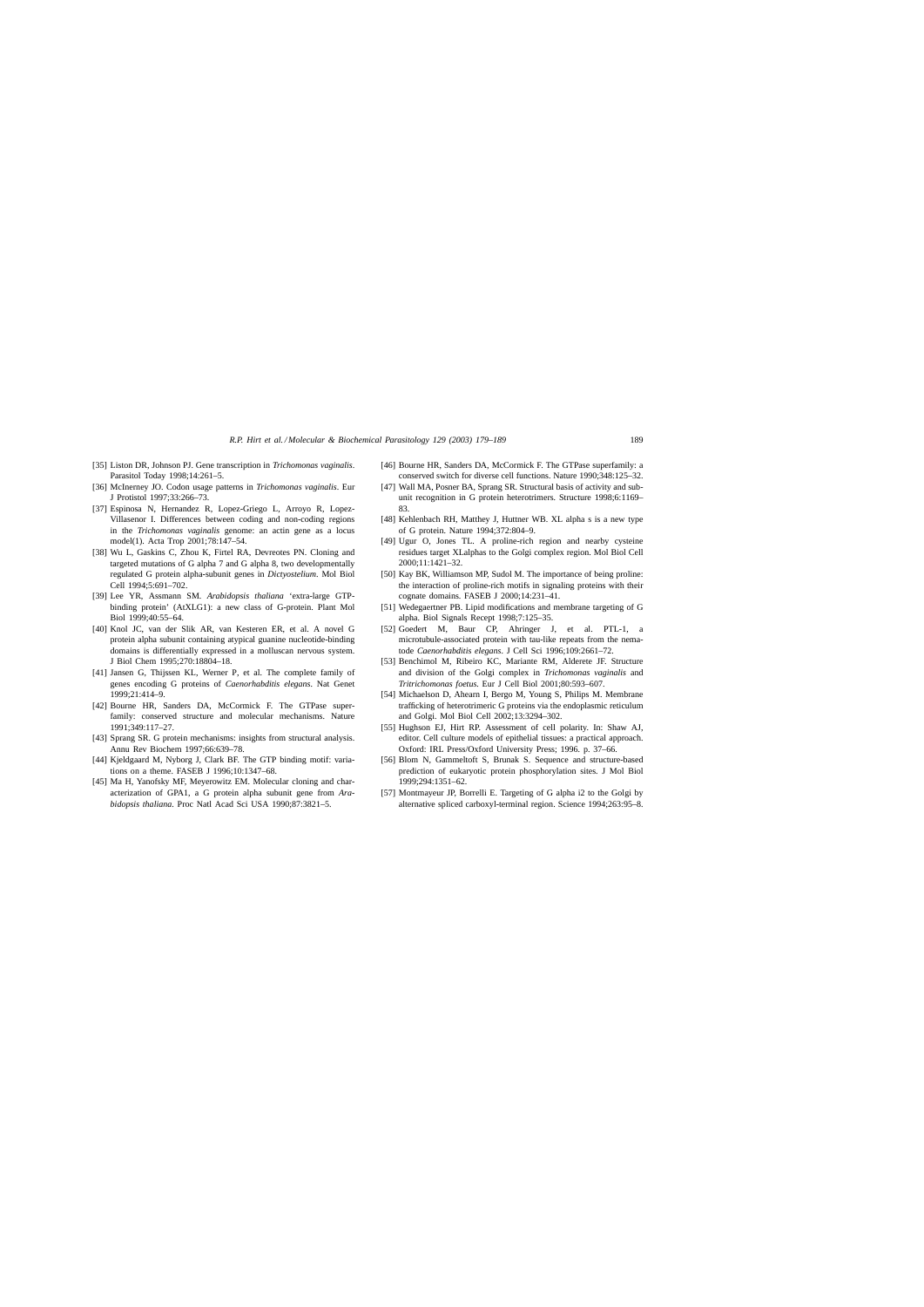[35] Liston DR, Johnson PJ. Gene transcription in *Trichomonas vaginalis*. Parasitol Today 1998;14:261–5.

[36] McInerney JO. Codon usage patterns in *Trichomonas vaginalis*. Eur J Protistol 1997;33:266–73.

[37] Espinosa N, Hernandez R, Lopez-Griego L, Arroyo R, Lopez-Villasenor I. Differences between coding and non-coding regions in the *Trichomonas vaginalis* genome: an actin gene as a locus model(1). Acta Trop 2001;78:147–54.

[38] Wu L, Gaskins C, Zhou K, Firtel RA, Devreotes PN. Cloning and targeted mutations of G alpha 7 and G alpha 8, two developmentally regulated G protein alpha-subunit genes in *Dictyostelium*. Mol Biol Cell 1994;5:691–702.

[39] Lee YR, Assmann SM. *Arabidopsis thaliana* 'extra-large GTP-binding protein' (AtXLG1): a new class of G-protein. Plant Mol Biol 1999;40:55–64.

[40] Knol JC, van der Slik AR, van Kesteren ER, et al. A novel G protein alpha subunit containing atypical guanine nucleotide-binding domains is differentially expressed in a molluscan nervous system. J Biol Chem 1995;270:18804–18.

[41] Jansen G, Thijssen KL, Werner P, et al. The complete family of genes encoding G proteins of *Caenorhabditis elegans*. Nat Genet 1999;21:414–9.

[42] Bourne HR, Sanders DA, McCormick F. The GTPase superfamily: conserved structure and molecular mechanisms. Nature 1991;349:117–27.

[43] Sprang SR. G protein mechanisms: insights from structural analysis. Annu Rev Biochem 1997;66:639–78.

[44] Kjeldgaard M, Nyborg J, Clark BF. The GTP binding motif: variations on a theme. FASEB J 1996;10:1347–68.

[45] Ma H, Yanofsky MF, Meyerowitz EM. Molecular cloning and characterization of GPA1, a G protein alpha subunit gene from *Arabidopsis thaliana*. Proc Natl Acad Sci USA 1990;87:3821–5.

[46] Bourne HR, Sanders DA, McCormick F. The GTPase superfamily: a conserved switch for diverse cell functions. Nature 1990;348:125–32.

[47] Wall MA, Posner BA, Sprang SR. Structural basis of activity and subunit recognition in G protein heterotrimers. Structure 1998;6:1169–83.

[48] Kehlenbach RH, Matthey J, Huttner WB. XL alpha s is a new type of G protein. Nature 1994;372:804–9.

[49] Ugur O, Jones TL. A proline-rich region and nearby cysteine residues target XLalphas to the Golgi complex region. Mol Biol Cell 2000;11:1421–32.

[50] Kay BK, Williamson MP, Sudol M. The importance of being proline: the interaction of proline-rich motifs in signaling proteins with their cognate domains. FASEB J 2000;14:231–41.

[51] Wedegaertner PB. Lipid modifications and membrane targeting of G alpha. Biol Signals Recept 1998;7:125–35.

[52] Goedert M, Baur CP, Ahringer J, et al. PTL-1, a microtubule-associated protein with tau-like repeats from the nematode *Caenorhabditis elegans*. J Cell Sci 1996;109:2661–72.

[53] Benchimol M, Ribeiro KC, Mariante RM, Alderete JF. Structure and division of the Golgi complex in *Trichomonas vaginalis* and *Tritrichomonas foetus*. Eur J Cell Biol 2001;80:593–607.

[54] Michaelson D, Ahearn I, Bergo M, Young S, Philips M. Membrane trafficking of heterotrimeric G proteins via the endoplasmic reticulum and Golgi. Mol Biol Cell 2002;13:3294–302.

[55] Hughson EJ, Hirt RP. Assessment of cell polarity. In: Shaw AJ, editor. Cell culture models of epithelial tissues: a practical approach. Oxford: IRL Press/Oxford University Press; 1996. p. 37–66.

[56] Blom N, Gammeltoft S, Brunak S. Sequence and structure-based prediction of eukaryotic protein phosphorylation sites. J Mol Biol 1999;294:1351–62.

[57] Montmayeur JP, Borrelli E. Targeting of G alpha i2 to the Golgi by alternative spliced carboxyl-terminal region. Science 1994;263:95–8.